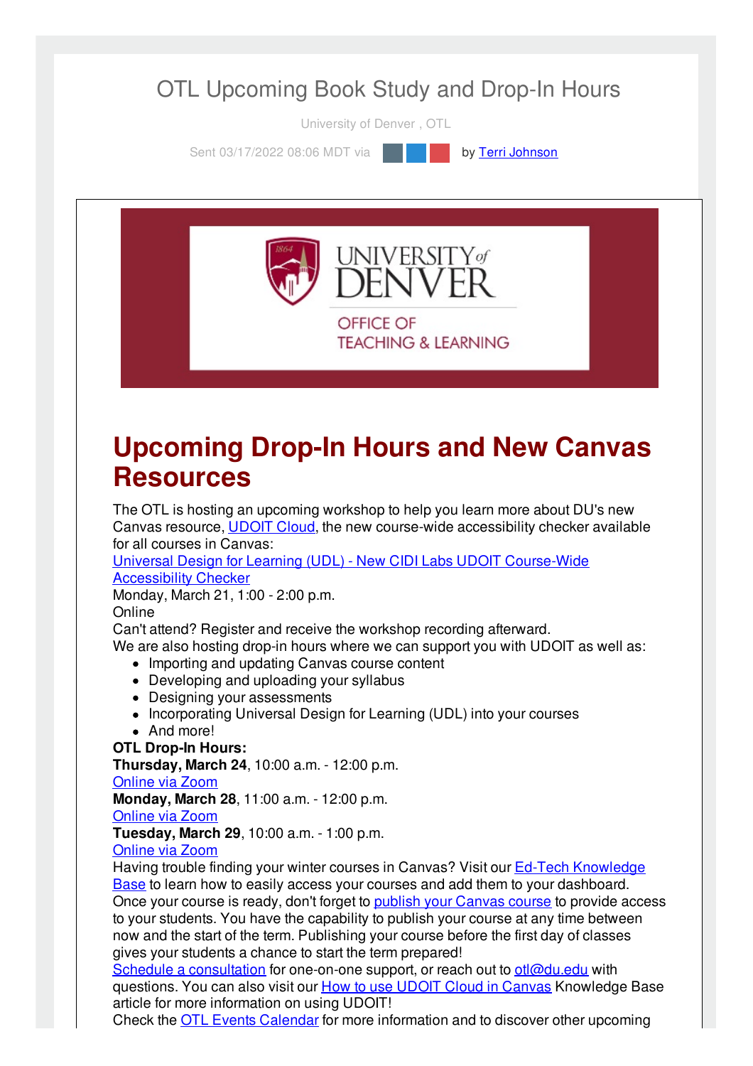# OTL Upcoming Book Study and Drop-In Hours

University of Denver , OTL

Sent 03/17/2022 08:06 MDT via by Terri Johnson

UNIVERSITY of DENVER

OFFICE OF TEACHING & LEARNING

## Upcoming Drop-In Hours and New Canvas Resources

The OTL is hosting an upcoming workshop to help you learn more about DU's new Canvas resource, UDOIT Cloud, the new course-wide accessibility checker available for all courses in Canvas:

Universal Design for Learning (UDL) - New CIDI Labs UDOIT Course-Wide Accessibility Checker
Monday, March 21, 1:00 - 2:00 p.m.
Online
Can't attend? Register and receive the workshop recording afterward.

We are also hosting drop-in hours where we can support you with UDOIT as well as:

- Importing and updating Canvas course content
- Developing and uploading your syllabus
- Designing your assessments
- Incorporating Universal Design for Learning (UDL) into your courses
- And more!

**OTL Drop-In Hours:**

**Thursday, March 24**, 10:00 a.m. - 12:00 p.m.
Online via Zoom
**Monday, March 28**, 11:00 a.m. - 12:00 p.m.
Online via Zoom
**Tuesday, March 29**, 10:00 a.m. - 1:00 p.m.
Online via Zoom

Having trouble finding your winter courses in Canvas? Visit our Ed-Tech Knowledge Base to learn how to easily access your courses and add them to your dashboard.

Once your course is ready, don't forget to publish your Canvas course to provide access to your students. You have the capability to publish your course at any time between now and the start of the term. Publishing your course before the first day of classes gives your students a chance to start the term prepared!

Schedule a consultation for one-on-one support, or reach out to otl@du.edu with questions. You can also visit our How to use UDOIT Cloud in Canvas Knowledge Base article for more information on using UDOIT!

Check the OTL Events Calendar for more information and to discover other upcoming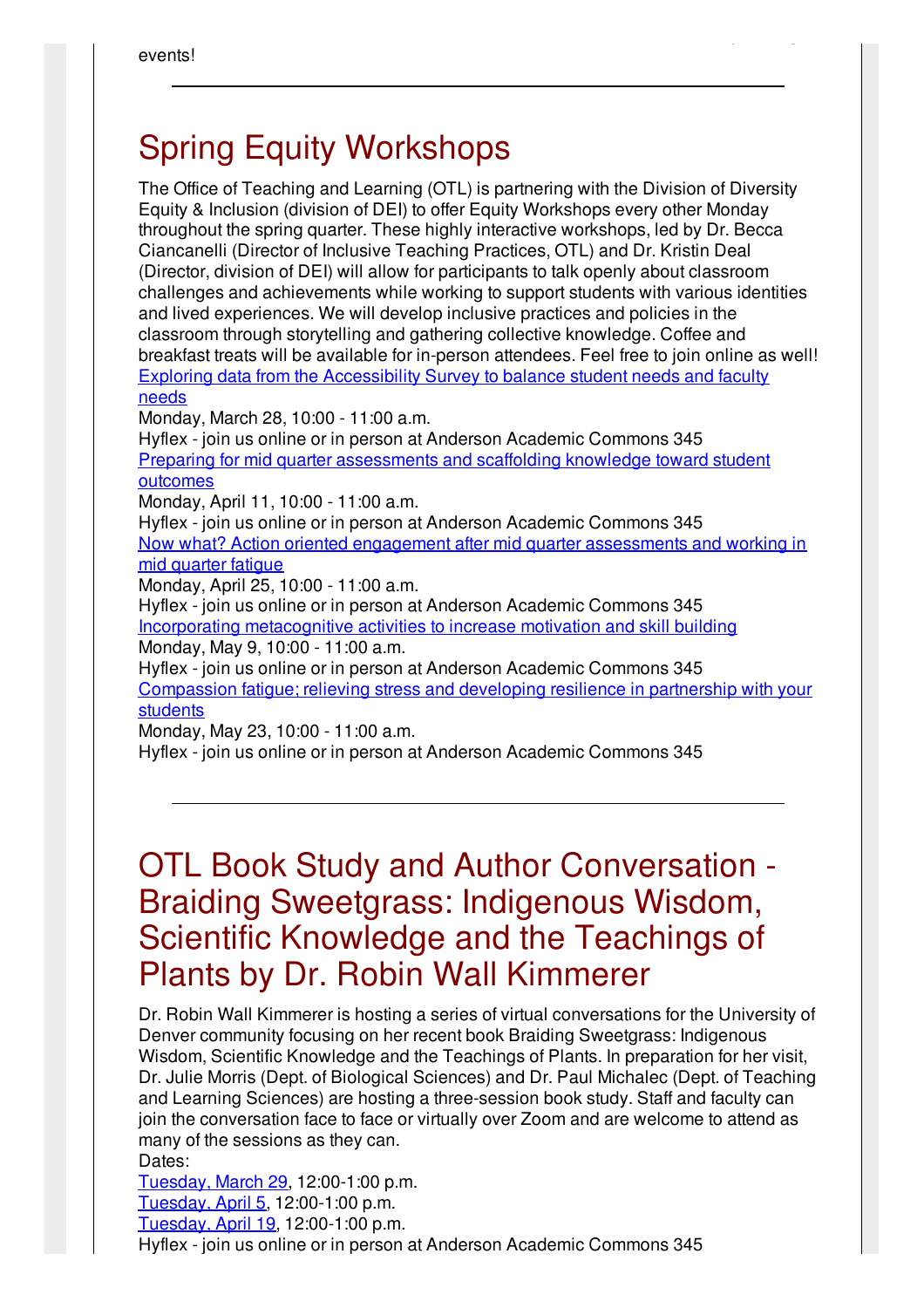events!

---

## Spring Equity Workshops

The Office of Teaching and Learning (OTL) is partnering with the Division of Diversity Equity & Inclusion (division of DEI) to offer Equity Workshops every other Monday throughout the spring quarter. These highly interactive workshops, led by Dr. Becca Ciancanelli (Director of Inclusive Teaching Practices, OTL) and Dr. Kristin Deal (Director, division of DEI) will allow for participants to talk openly about classroom challenges and achievements while working to support students with various identities and lived experiences. We will develop inclusive practices and policies in the classroom through storytelling and gathering collective knowledge. Coffee and breakfast treats will be available for in-person attendees. Feel free to join online as well!

Exploring data from the Accessibility Survey to balance student needs and faculty needs
Monday, March 28, 10:00 - 11:00 a.m.
Hyflex - join us online or in person at Anderson Academic Commons 345

Preparing for mid quarter assessments and scaffolding knowledge toward student outcomes
Monday, April 11, 10:00 - 11:00 a.m.
Hyflex - join us online or in person at Anderson Academic Commons 345

Now what? Action oriented engagement after mid quarter assessments and working in mid quarter fatigue
Monday, April 25, 10:00 - 11:00 a.m.
Hyflex - join us online or in person at Anderson Academic Commons 345

Incorporating metacognitive activities to increase motivation and skill building
Monday, May 9, 10:00 - 11:00 a.m.
Hyflex - join us online or in person at Anderson Academic Commons 345

Compassion fatigue; relieving stress and developing resilience in partnership with your students
Monday, May 23, 10:00 - 11:00 a.m.
Hyflex - join us online or in person at Anderson Academic Commons 345

---

## OTL Book Study and Author Conversation - Braiding Sweetgrass: Indigenous Wisdom, Scientific Knowledge and the Teachings of Plants by Dr. Robin Wall Kimmerer

Dr. Robin Wall Kimmerer is hosting a series of virtual conversations for the University of Denver community focusing on her recent book Braiding Sweetgrass: Indigenous Wisdom, Scientific Knowledge and the Teachings of Plants. In preparation for her visit, Dr. Julie Morris (Dept. of Biological Sciences) and Dr. Paul Michalec (Dept. of Teaching and Learning Sciences) are hosting a three-session book study. Staff and faculty can join the conversation face to face or virtually over Zoom and are welcome to attend as many of the sessions as they can.
Dates:
Tuesday, March 29, 12:00-1:00 p.m.
Tuesday, April 5, 12:00-1:00 p.m.
Tuesday, April 19, 12:00-1:00 p.m.
Hyflex - join us online or in person at Anderson Academic Commons 345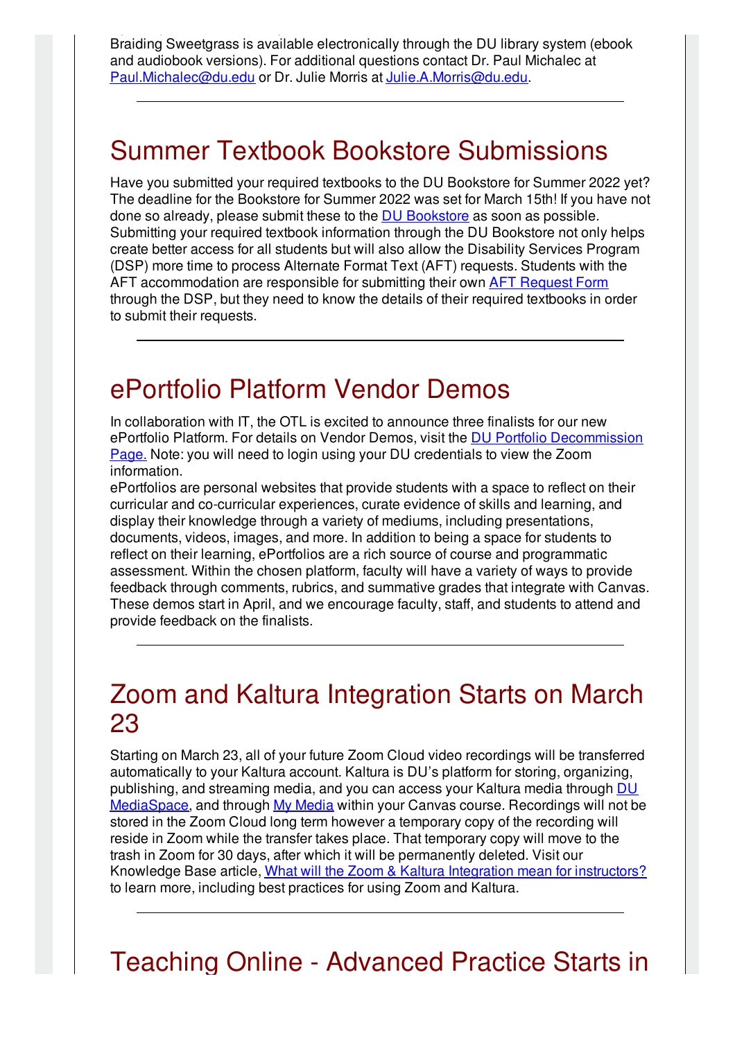Braiding Sweetgrass is available electronically through the DU library system (ebook and audiobook versions). For additional questions contact Dr. Paul Michalec at Paul.Michalec@du.edu or Dr. Julie Morris at Julie.A.Morris@du.edu.

---

## Summer Textbook Bookstore Submissions

Have you submitted your required textbooks to the DU Bookstore for Summer 2022 yet? The deadline for the Bookstore for Summer 2022 was set for March 15th! If you have not done so already, please submit these to the DU Bookstore as soon as possible. Submitting your required textbook information through the DU Bookstore not only helps create better access for all students but will also allow the Disability Services Program (DSP) more time to process Alternate Format Text (AFT) requests. Students with the AFT accommodation are responsible for submitting their own AFT Request Form through the DSP, but they need to know the details of their required textbooks in order to submit their requests.

---

## ePortfolio Platform Vendor Demos

In collaboration with IT, the OTL is excited to announce three finalists for our new ePortfolio Platform. For details on Vendor Demos, visit the DU Portfolio Decommission Page. Note: you will need to login using your DU credentials to view the Zoom information.

ePortfolios are personal websites that provide students with a space to reflect on their curricular and co-curricular experiences, curate evidence of skills and learning, and display their knowledge through a variety of mediums, including presentations, documents, videos, images, and more. In addition to being a space for students to reflect on their learning, ePortfolios are a rich source of course and programmatic assessment. Within the chosen platform, faculty will have a variety of ways to provide feedback through comments, rubrics, and summative grades that integrate with Canvas. These demos start in April, and we encourage faculty, staff, and students to attend and provide feedback on the finalists.

---

## Zoom and Kaltura Integration Starts on March 23

Starting on March 23, all of your future Zoom Cloud video recordings will be transferred automatically to your Kaltura account. Kaltura is DU's platform for storing, organizing, publishing, and streaming media, and you can access your Kaltura media through DU MediaSpace, and through My Media within your Canvas course. Recordings will not be stored in the Zoom Cloud long term however a temporary copy of the recording will reside in Zoom while the transfer takes place. That temporary copy will move to the trash in Zoom for 30 days, after which it will be permanently deleted. Visit our Knowledge Base article, What will the Zoom & Kaltura Integration mean for instructors? to learn more, including best practices for using Zoom and Kaltura.

---

## Teaching Online - Advanced Practice Starts in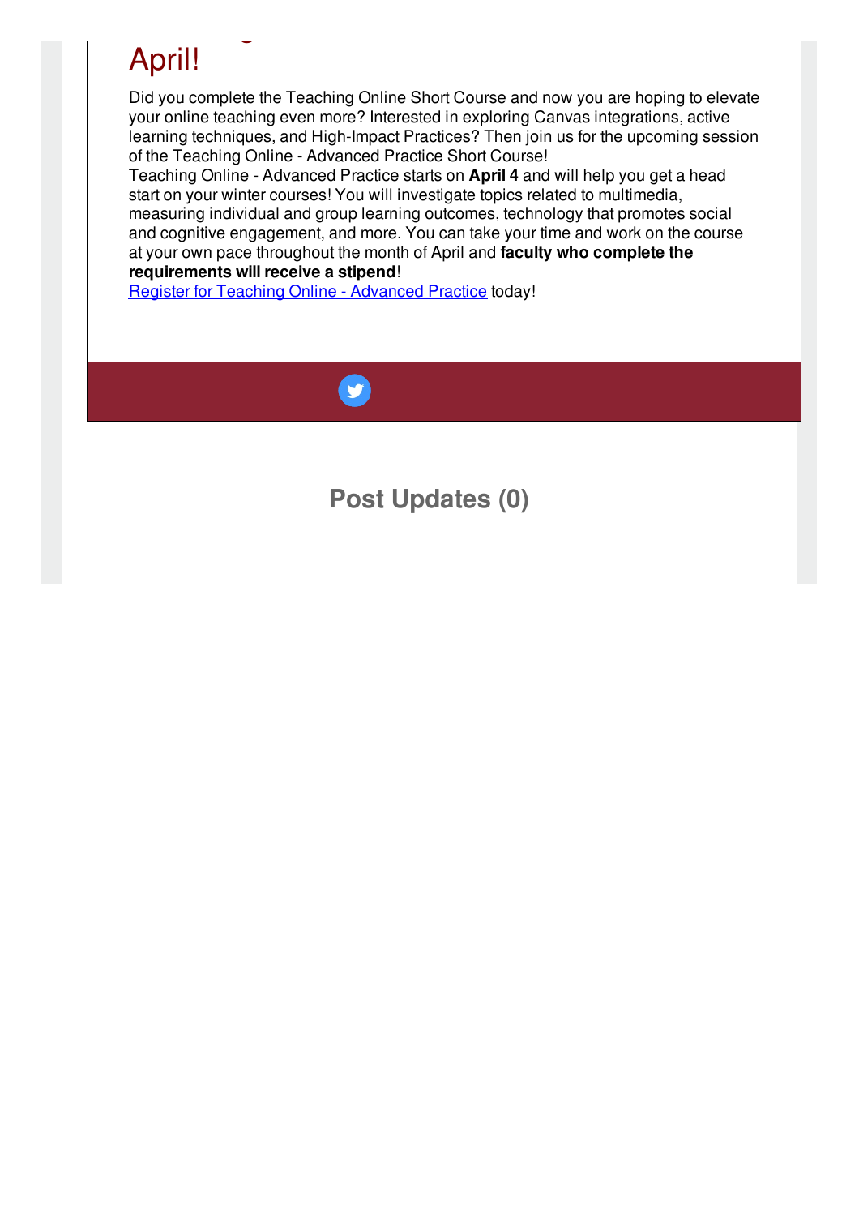## April!

Did you complete the Teaching Online Short Course and now you are hoping to elevate your online teaching even more? Interested in exploring Canvas integrations, active learning techniques, and High-Impact Practices? Then join us for the upcoming session of the Teaching Online - Advanced Practice Short Course!

Teaching Online - Advanced Practice starts on **April 4** and will help you get a head start on your winter courses! You will investigate topics related to multimedia, measuring individual and group learning outcomes, technology that promotes social and cognitive engagement, and more. You can take your time and work on the course at your own pace throughout the month of April and **faculty who complete the requirements will receive a stipend**!

Register for Teaching Online - Advanced Practice today!

## Post Updates (0)